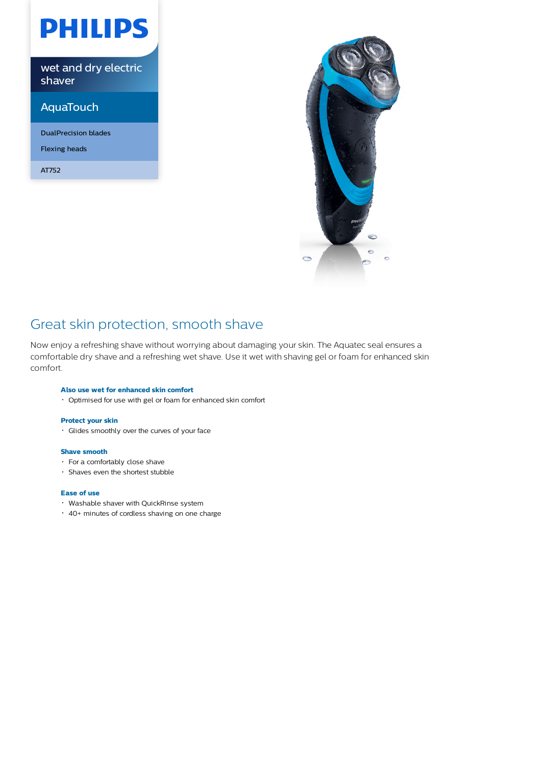PHILIPS

wet and dry electric shaver

AquaTouch

DualPrecision blades

Flexing heads

AT752

## Great skin protection, smooth shave

Now enjoy a refreshing shave without worrying about damaging your skin. The Aquatec seal ensures a comfortable dry shave and a refreshing wet shave. Use it wet with shaving gel or foam for enhanced skin comfort.

**Also use wet for enhanced skin comfort**
- Optimised for use with gel or foam for enhanced skin comfort

**Protect your skin**
- Glides smoothly over the curves of your face

**Shave smooth**
- For a comfortably close shave
- Shaves even the shortest stubble

**Ease of use**
- Washable shaver with QuickRinse system
- 40+ minutes of cordless shaving on one charge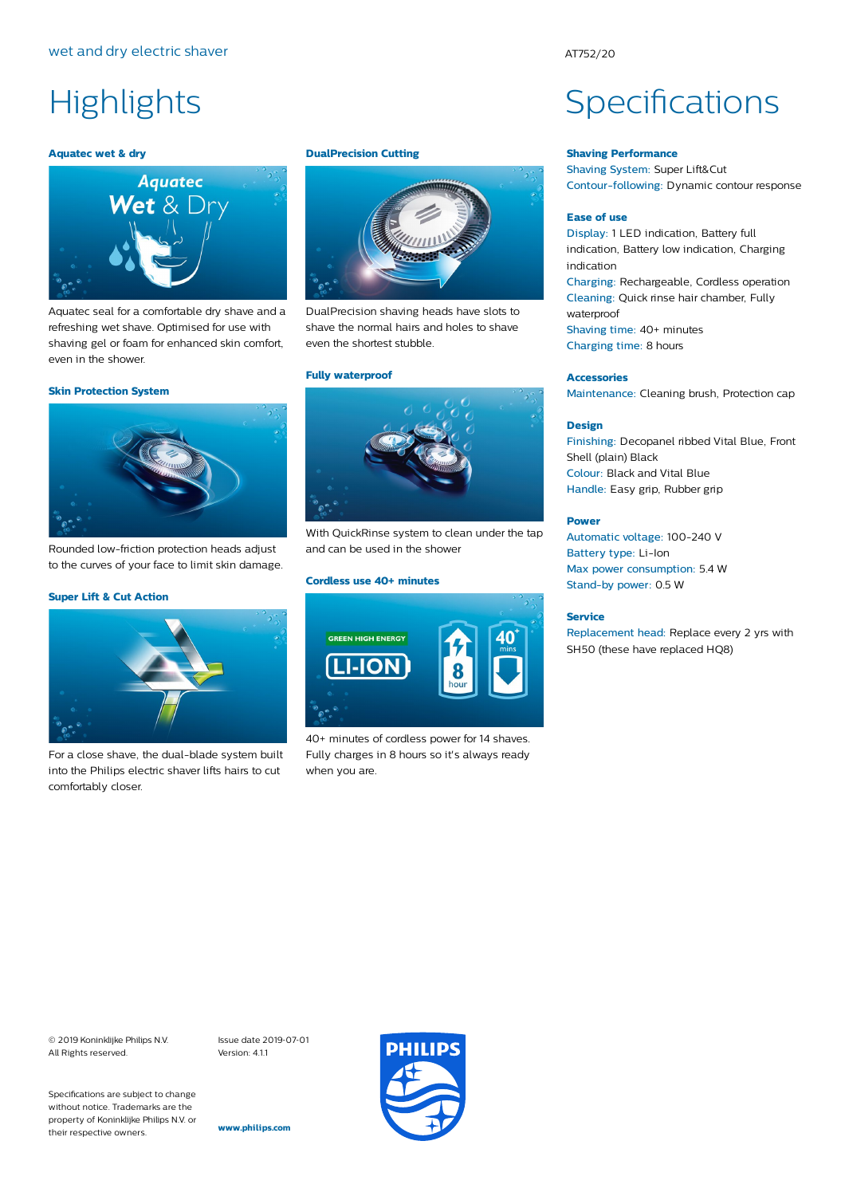wet and dry electric shaver

AT752/20

# Highlights

### Aquatec wet & dry

Aquatec seal for a comfortable dry shave and a refreshing wet shave. Optimised for use with shaving gel or foam for enhanced skin comfort, even in the shower.

### Skin Protection System

Rounded low-friction protection heads adjust to the curves of your face to limit skin damage.

### Super Lift & Cut Action

For a close shave, the dual-blade system built into the Philips electric shaver lifts hairs to cut comfortably closer.

### DualPrecision Cutting

DualPrecision shaving heads have slots to shave the normal hairs and holes to shave even the shortest stubble.

### Fully waterproof

With QuickRinse system to clean under the tap and can be used in the shower

### Cordless use 40+ minutes

40+ minutes of cordless power for 14 shaves. Fully charges in 8 hours so it's always ready when you are.

# Specifications

### Shaving Performance

- Shaving System: Super Lift&Cut
- Contour-following: Dynamic contour response

### Ease of use

- Display: 1 LED indication, Battery full indication, Battery low indication, Charging indication
- Charging: Rechargeable, Cordless operation
- Cleaning: Quick rinse hair chamber, Fully waterproof
- Shaving time: 40+ minutes
- Charging time: 8 hours

### Accessories

- Maintenance: Cleaning brush, Protection cap

### Design

- Finishing: Decopanel ribbed Vital Blue, Front Shell (plain) Black
- Colour: Black and Vital Blue
- Handle: Easy grip, Rubber grip

### Power

- Automatic voltage: 100-240 V
- Battery type: Li-Ion
- Max power consumption: 5.4 W
- Stand-by power: 0.5 W

### Service

- Replacement head: Replace every 2 yrs with SH50 (these have replaced HQ8)

© 2019 Koninklijke Philips N.V.
All Rights reserved.

Specifications are subject to change without notice. Trademarks are the property of Koninklijke Philips N.V. or their respective owners.

Issue date 2019-07-01
Version: 4.1.1

www.philips.com